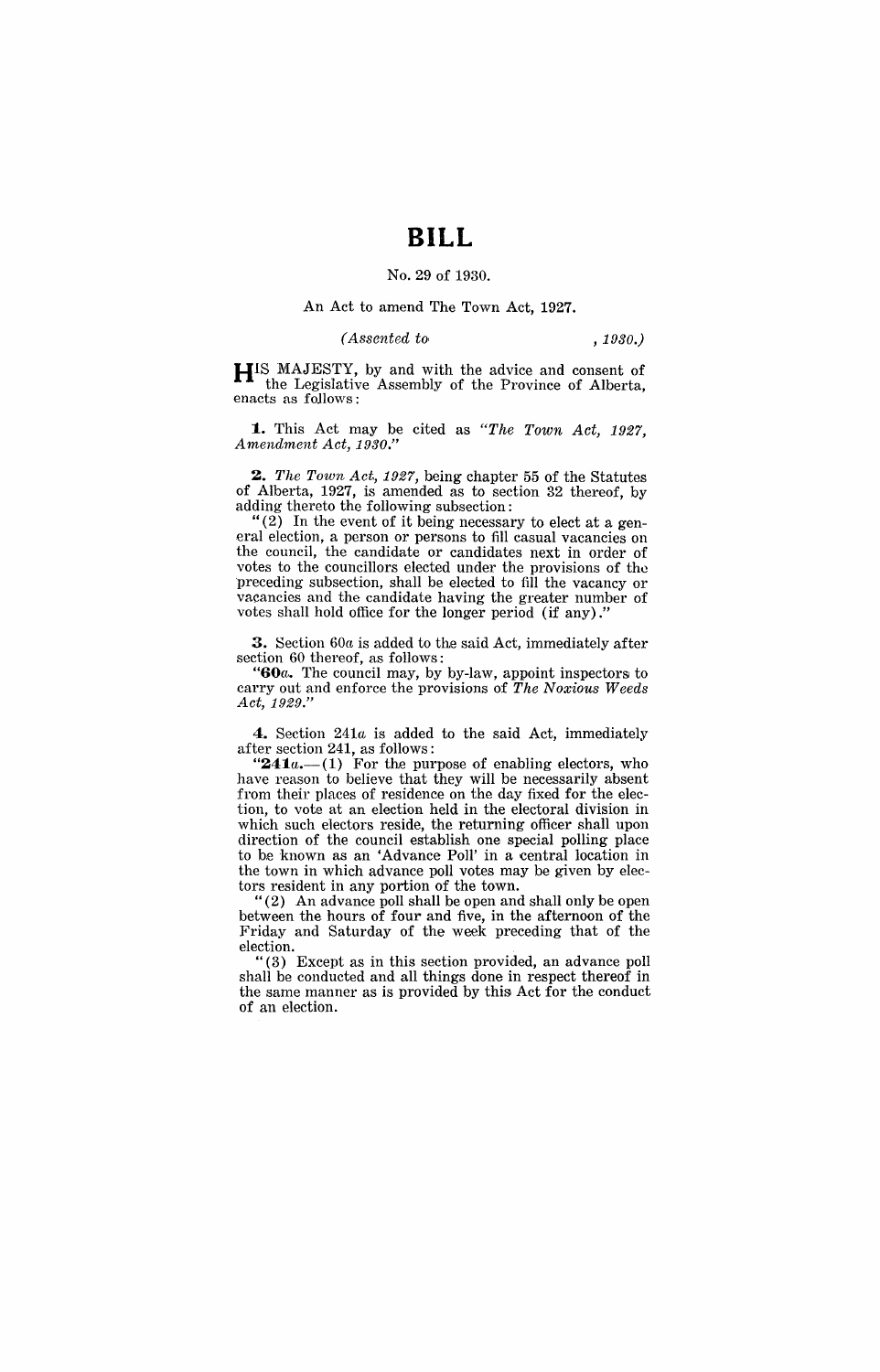# BILL

No. 29 of 1930.

An Act to amend The Town Act, 1927.

*(Assented to , 1930.)*

HIS MAJESTY, by and with the advice and consent of the Legislative Assembly of the Province of Alberta, enacts as follows:

**1.** This Act may be cited as *"The Town Act, 1927, Amendment Act, 1930."*

**2.** *The Town Act, 1927,* being chapter 55 of the Statutes of Alberta, 1927, is amended as to section 32 thereof, by adding thereto the following subsection:

"(2) In the event of it being necessary to elect at a general election, a person or persons to fill casual vacancies on the council, the candidate or candidates next in order of votes to the councillors elected under the provisions of the preceding subsection, shall be elected to fill the vacancy or vacancies and the candidate having the greater number of votes shall hold office for the longer period (if any)."

**3.** Section 60*a* is added to the said Act, immediately after section 60 thereof, as follows:

"**60*a*.** The council may, by by-law, appoint inspectors to carry out and enforce the provisions of *The Noxious Weeds Act, 1929.*"

**4.** Section 241*a* is added to the said Act, immediately after section 241, as follows:

"**241*a*.**—(1) For the purpose of enabling electors, who have reason to believe that they will be necessarily absent from their places of residence on the day fixed for the election, to vote at an election held in the electoral division in which such electors reside, the returning officer shall upon direction of the council establish one special polling place to be known as an 'Advance Poll' in a central location in the town in which advance poll votes may be given by electors resident in any portion of the town.

"(2) An advance poll shall be open and shall only be open between the hours of four and five, in the afternoon of the Friday and Saturday of the week preceding that of the election.

"(3) Except as in this section provided, an advance poll shall be conducted and all things done in respect thereof in the same manner as is provided by this Act for the conduct of an election.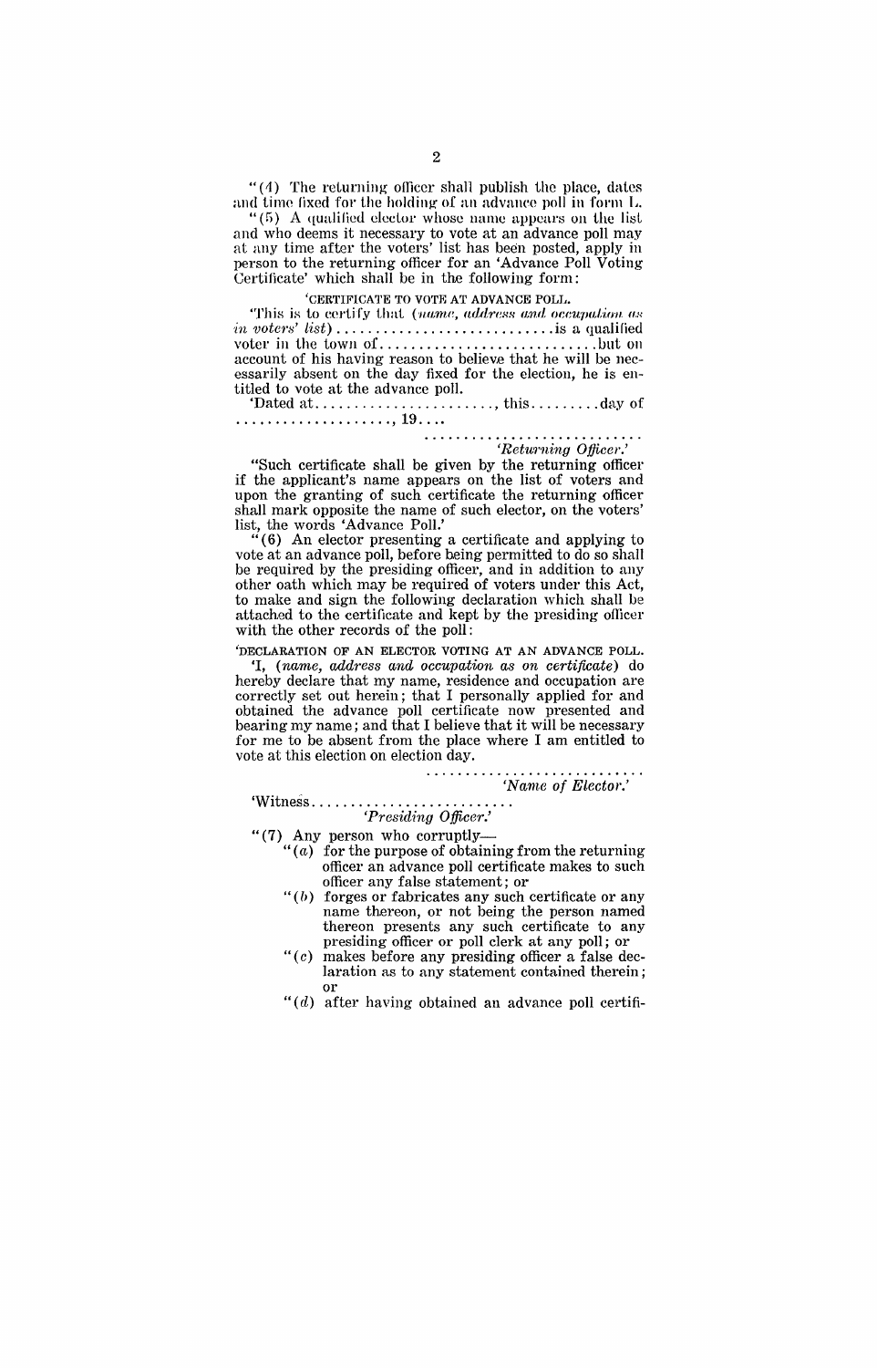"(4) The returning officer shall publish the place, dates and time fixed for the holding of an advance poll in form L.

"(5) A qualified elector whose name appears on the list and who deems it necessary to vote at an advance poll may at any time after the voters' list has been posted, apply in person to the returning officer for an 'Advance Poll Voting Certificate' which shall be in the following form:

'CERTIFICATE TO VOTE AT ADVANCE POLL.

'This is to certify that (*name, address and occupation as in voters' list*)............................is a qualified voter in the town of............................but on account of his having reason to believe that he will be necessarily absent on the day fixed for the election, he is entitled to vote at the advance poll.

'Dated at........................, this.........day of ....................., 19....

............................
*'Returning Officer.'*

"Such certificate shall be given by the returning officer if the applicant's name appears on the list of voters and upon the granting of such certificate the returning officer shall mark opposite the name of such elector, on the voters' list, the words 'Advance Poll.'

"(6) An elector presenting a certificate and applying to vote at an advance poll, before being permitted to do so shall be required by the presiding officer, and in addition to any other oath which may be required of voters under this Act, to make and sign the following declaration which shall be attached to the certificate and kept by the presiding officer with the other records of the poll:

'DECLARATION OF AN ELECTOR VOTING AT AN ADVANCE POLL.

'I, (*name, address and occupation as on certificate*) do hereby declare that my name, residence and occupation are correctly set out herein; that I personally applied for and obtained the advance poll certificate now presented and bearing my name; and that I believe that it will be necessary for me to be absent from the place where I am entitled to vote at this election on election day.

............................
*'Name of Elector.'*

'Witness..........................
*'Presiding Officer.'*

"(7) Any person who corruptly—

"(*a*) for the purpose of obtaining from the returning officer an advance poll certificate makes to such officer any false statement; or

"(*b*) forges or fabricates any such certificate or any name thereon, or not being the person named thereon presents any such certificate to any presiding officer or poll clerk at any poll; or

"(*c*) makes before any presiding officer a false declaration as to any statement contained therein; or

"(*d*) after having obtained an advance poll certifi-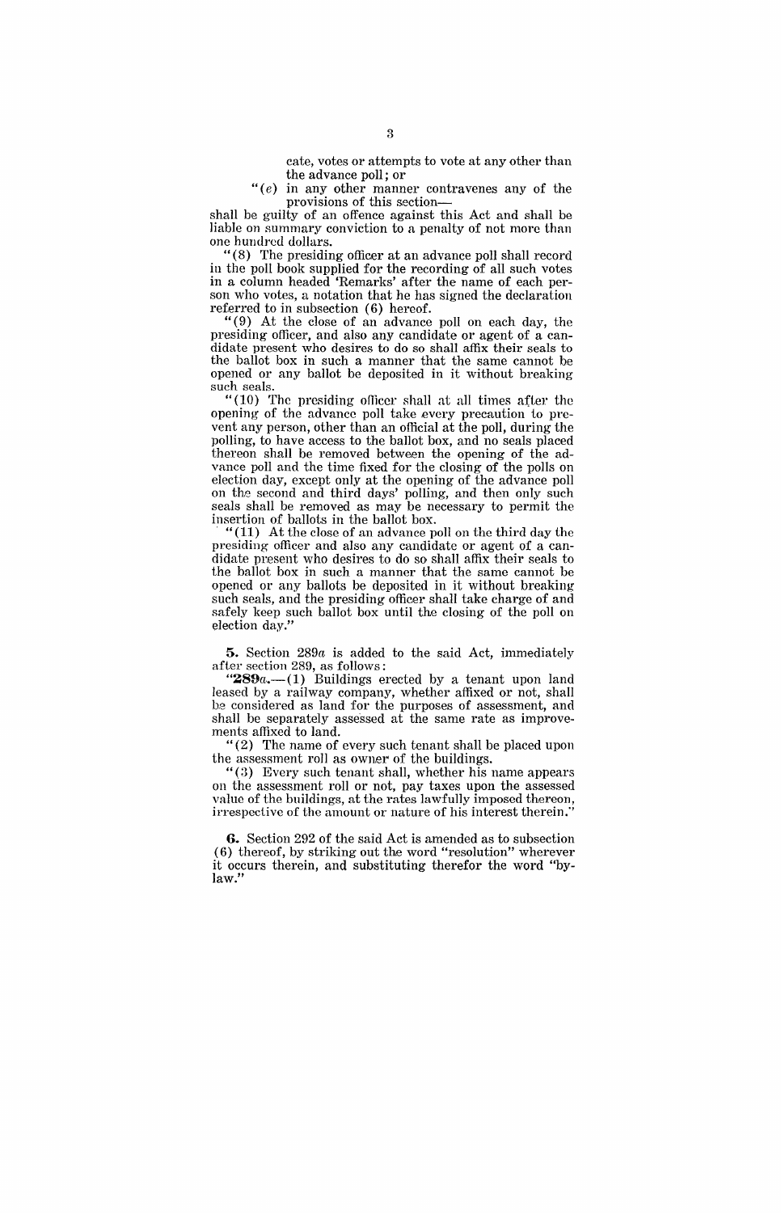cate, votes or attempts to vote at any other than the advance poll; or

"(*e*) in any other manner contravenes any of the provisions of this section—

shall be guilty of an offence against this Act and shall be liable on summary conviction to a penalty of not more than one hundred dollars.

"(8) The presiding officer at an advance poll shall record in the poll book supplied for the recording of all such votes in a column headed 'Remarks' after the name of each person who votes, a notation that he has signed the declaration referred to in subsection (6) hereof.

"(9) At the close of an advance poll on each day, the presiding officer, and also any candidate or agent of a candidate present who desires to do so shall affix their seals to the ballot box in such a manner that the same cannot be opened or any ballot be deposited in it without breaking such seals.

"(10) The presiding officer shall at all times after the opening of the advance poll take every precaution to prevent any person, other than an official at the poll, during the polling, to have access to the ballot box, and no seals placed thereon shall be removed between the opening of the advance poll and the time fixed for the closing of the polls on election day, except only at the opening of the advance poll on the second and third days' polling, and then only such seals shall be removed as may be necessary to permit the insertion of ballots in the ballot box.

"(11) At the close of an advance poll on the third day the presiding officer and also any candidate or agent of a candidate present who desires to do so shall affix their seals to the ballot box in such a manner that the same cannot be opened or any ballots be deposited in it without breaking such seals, and the presiding officer shall take charge of and safely keep such ballot box until the closing of the poll on election day."

**5.** Section 289*a* is added to the said Act, immediately after section 289, as follows:

"**289*a*.**—(1) Buildings erected by a tenant upon land leased by a railway company, whether affixed or not, shall be considered as land for the purposes of assessment, and shall be separately assessed at the same rate as improvements affixed to land.

"(2) The name of every such tenant shall be placed upon the assessment roll as owner of the buildings.

"(3) Every such tenant shall, whether his name appears on the assessment roll or not, pay taxes upon the assessed value of the buildings, at the rates lawfully imposed thereon, irrespective of the amount or nature of his interest therein."

**6.** Section 292 of the said Act is amended as to subsection (6) thereof, by striking out the word "resolution" wherever it occurs therein, and substituting therefor the word "by-law."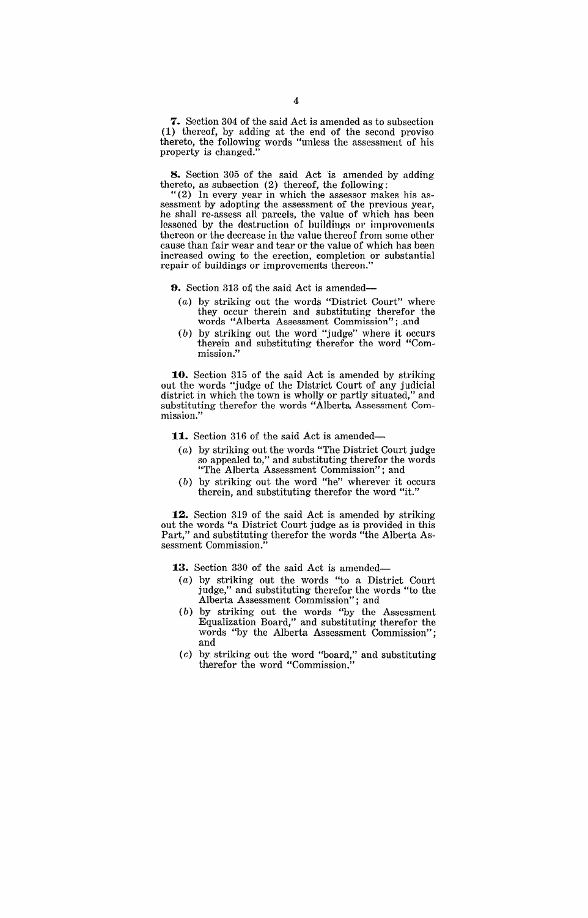**7.** Section 304 of the said Act is amended as to subsection (1) thereof, by adding at the end of the second proviso thereto, the following words "unless the assessment of his property is changed."

**8.** Section 305 of the said Act is amended by adding thereto, as subsection (2) thereof, the following:

"(2) In every year in which the assessor makes his assessment by adopting the assessment of the previous year, he shall re-assess all parcels, the value of which has been lessened by the destruction of buildings or improvements thereon or the decrease in the value thereof from some other cause than fair wear and tear or the value of which has been increased owing to the erection, completion or substantial repair of buildings or improvements thereon."

**9.** Section 313 of the said Act is amended—

- (*a*) by striking out the words "District Court" where they occur therein and substituting therefor the words "Alberta Assessment Commission"; and
- (*b*) by striking out the word "judge" where it occurs therein and substituting therefor the word "Commission."

**10.** Section 315 of the said Act is amended by striking out the words "judge of the District Court of any judicial district in which the town is wholly or partly situated," and substituting therefor the words "Alberta Assessment Commission."

**11.** Section 316 of the said Act is amended—

- (*a*) by striking out the words "The District Court judge so appealed to," and substituting therefor the words "The Alberta Assessment Commission"; and
- (*b*) by striking out the word "he" wherever it occurs therein, and substituting therefor the word "it."

**12.** Section 319 of the said Act is amended by striking out the words "a District Court judge as is provided in this Part," and substituting therefor the words "the Alberta Assessment Commission."

**13.** Section 330 of the said Act is amended—

- (*a*) by striking out the words "to a District Court judge," and substituting therefor the words "to the Alberta Assessment Commission"; and
- (*b*) by striking out the words "by the Assessment Equalization Board," and substituting therefor the words "by the Alberta Assessment Commission"; and
- (*c*) by striking out the word "board," and substituting therefor the word "Commission."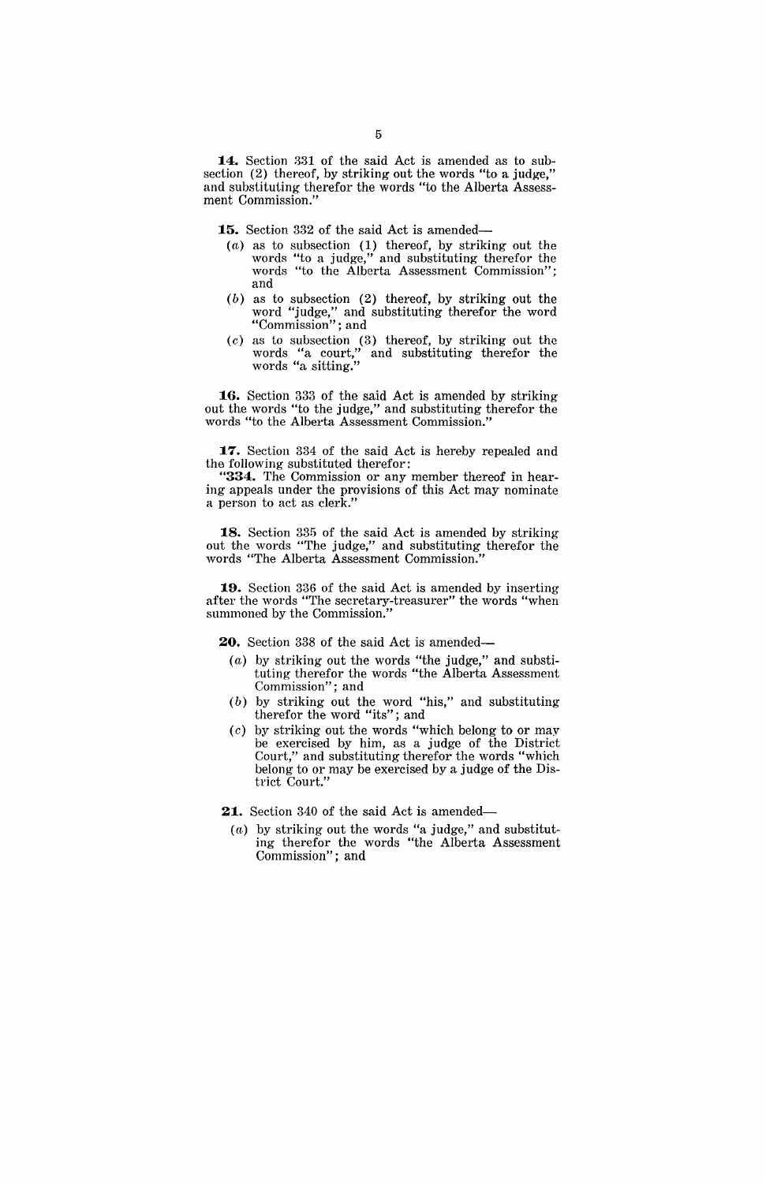**14.** Section 331 of the said Act is amended as to subsection (2) thereof, by striking out the words "to a judge," and substituting therefor the words "to the Alberta Assessment Commission."

**15.** Section 332 of the said Act is amended—

(*a*) as to subsection (1) thereof, by striking out the words "to a judge," and substituting therefor the words "to the Alberta Assessment Commission"; and

(*b*) as to subsection (2) thereof, by striking out the word "judge," and substituting therefor the word "Commission"; and

(*c*) as to subsection (3) thereof, by striking out the words "a court," and substituting therefor the words "a sitting."

**16.** Section 333 of the said Act is amended by striking out the words "to the judge," and substituting therefor the words "to the Alberta Assessment Commission."

**17.** Section 334 of the said Act is hereby repealed and the following substituted therefor:

"**334.** The Commission or any member thereof in hearing appeals under the provisions of this Act may nominate a person to act as clerk."

**18.** Section 335 of the said Act is amended by striking out the words "The judge," and substituting therefor the words "The Alberta Assessment Commission."

**19.** Section 336 of the said Act is amended by inserting after the words "The secretary-treasurer" the words "when summoned by the Commission."

**20.** Section 338 of the said Act is amended—

(*a*) by striking out the words "the judge," and substituting therefor the words "the Alberta Assessment Commission"; and

(*b*) by striking out the word "his," and substituting therefor the word "its"; and

(*c*) by striking out the words "which belong to or may be exercised by him, as a judge of the District Court," and substituting therefor the words "which belong to or may be exercised by a judge of the District Court."

**21.** Section 340 of the said Act is amended—

(*a*) by striking out the words "a judge," and substituting therefor the words "the Alberta Assessment Commission"; and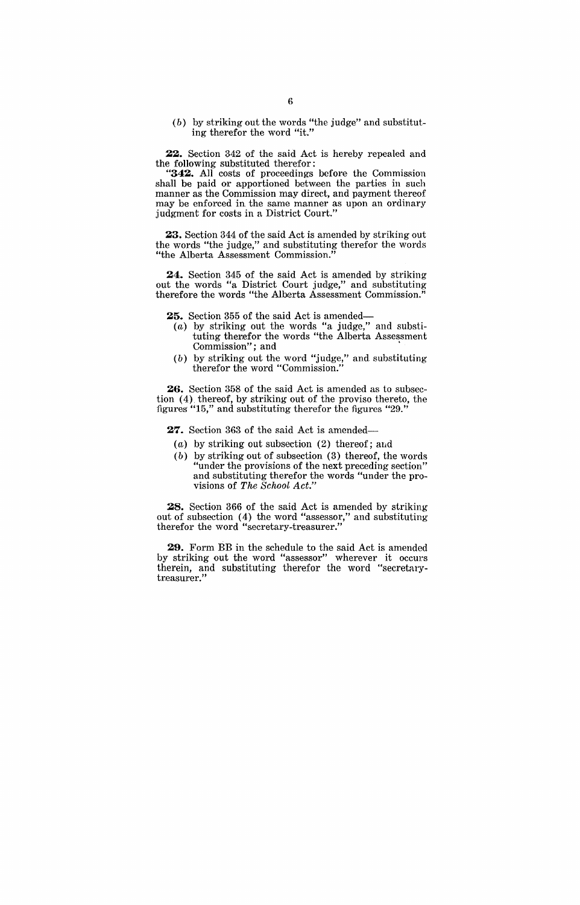(b) by striking out the words "the judge" and substituting therefor the word "it."

**22.** Section 342 of the said Act is hereby repealed and the following substituted therefor:

"**342.** All costs of proceedings before the Commission shall be paid or apportioned between the parties in such manner as the Commission may direct, and payment thereof may be enforced in the same manner as upon an ordinary judgment for costs in a District Court."

**23.** Section 344 of the said Act is amended by striking out the words "the judge," and substituting therefor the words "the Alberta Assessment Commission."

**24.** Section 345 of the said Act is amended by striking out the words "a District Court judge," and substituting therefore the words "the Alberta Assessment Commission."

**25.** Section 355 of the said Act is amended—

(a) by striking out the words "a judge," and substituting therefor the words "the Alberta Assessment Commission"; and

(b) by striking out the word "judge," and substituting therefor the word "Commission."

**26.** Section 358 of the said Act is amended as to subsection (4) thereof, by striking out of the proviso thereto, the figures "15," and substituting therefor the figures "29."

**27.** Section 363 of the said Act is amended—

(a) by striking out subsection (2) thereof; and

(b) by striking out of subsection (3) thereof, the words "under the provisions of the next preceding section" and substituting therefor the words "under the provisions of *The School Act*."

**28.** Section 366 of the said Act is amended by striking out of subsection (4) the word "assessor," and substituting therefor the word "secretary-treasurer."

**29.** Form BB in the schedule to the said Act is amended by striking out the word "assessor" wherever it occurs therein, and substituting therefor the word "secretary-treasurer."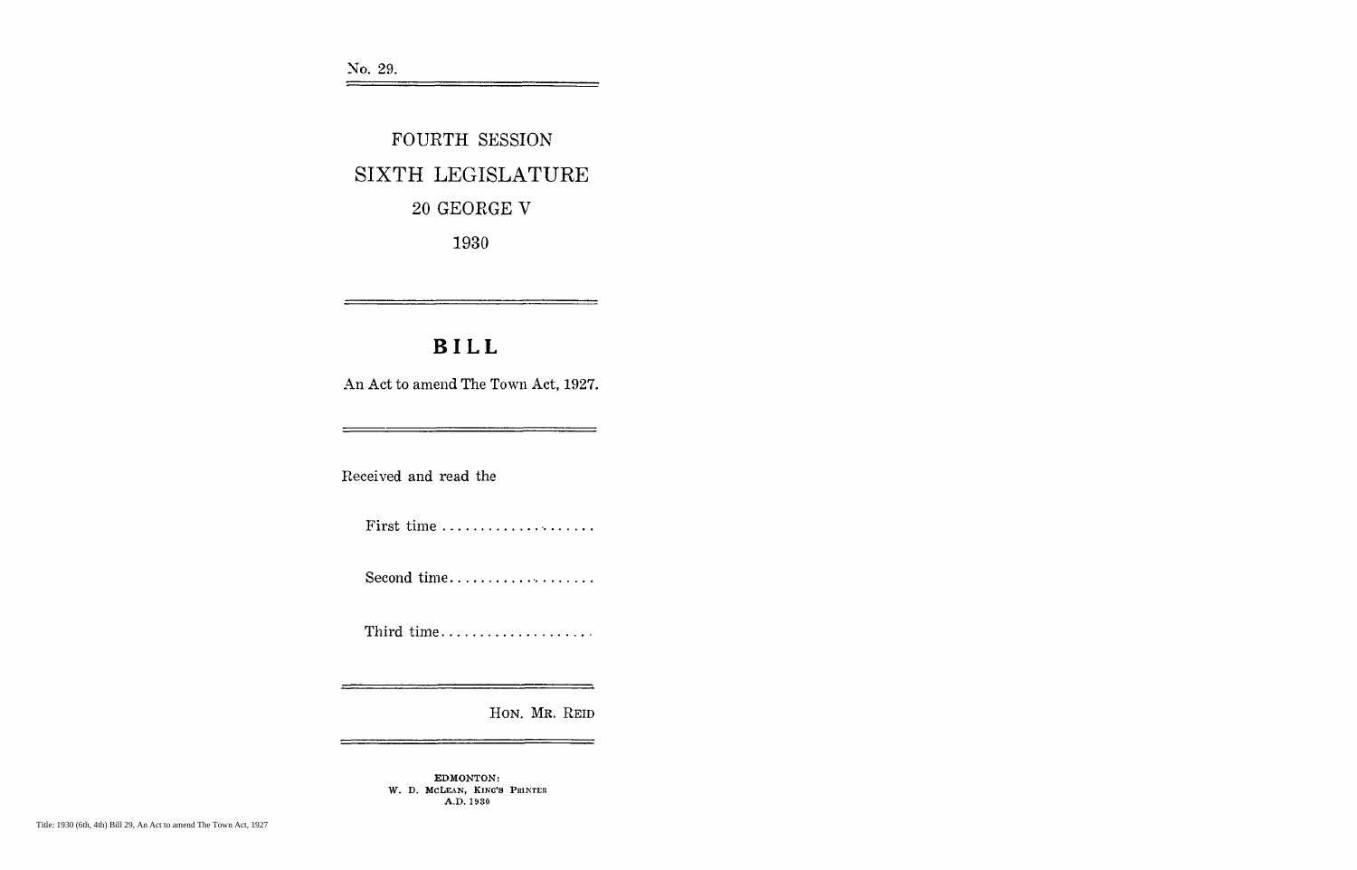No. 29.

# FOURTH SESSION

# SIXTH LEGISLATURE

# 20 GEORGE V

# 1930

## BILL

An Act to amend The Town Act, 1927.

Received and read the

First time ....................

Second time....................

Third time....................

HON. MR. REID

EDMONTON:
W. D. McLEAN, KING'S PRINTER
A.D. 1930

Title: 1930 (6th, 4th) Bill 29, An Act to amend The Town Act, 1927